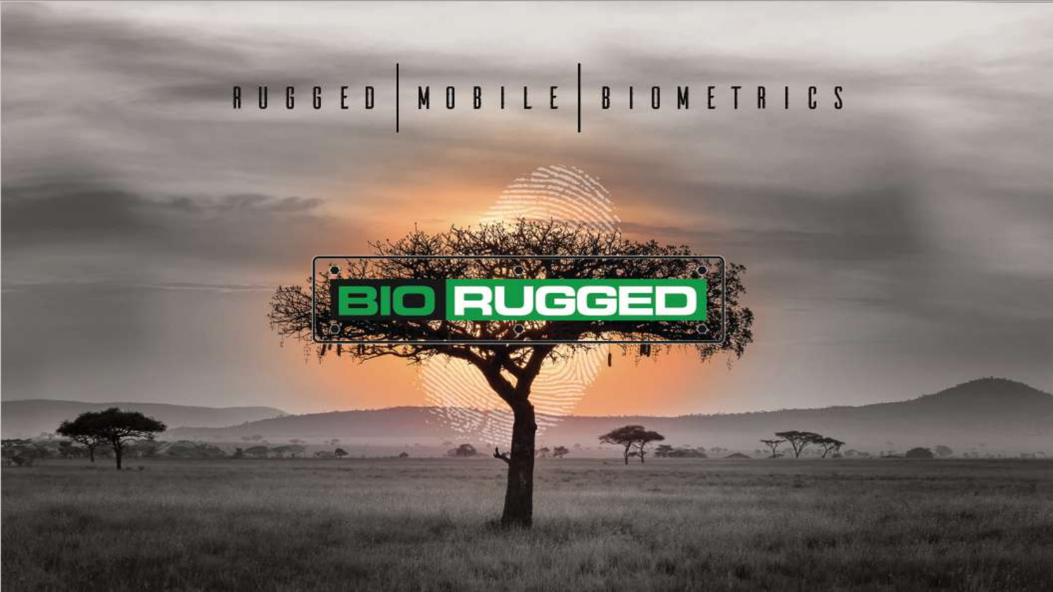RUGGED | MOBILE | BIOMETRICS

# BIO RUGGED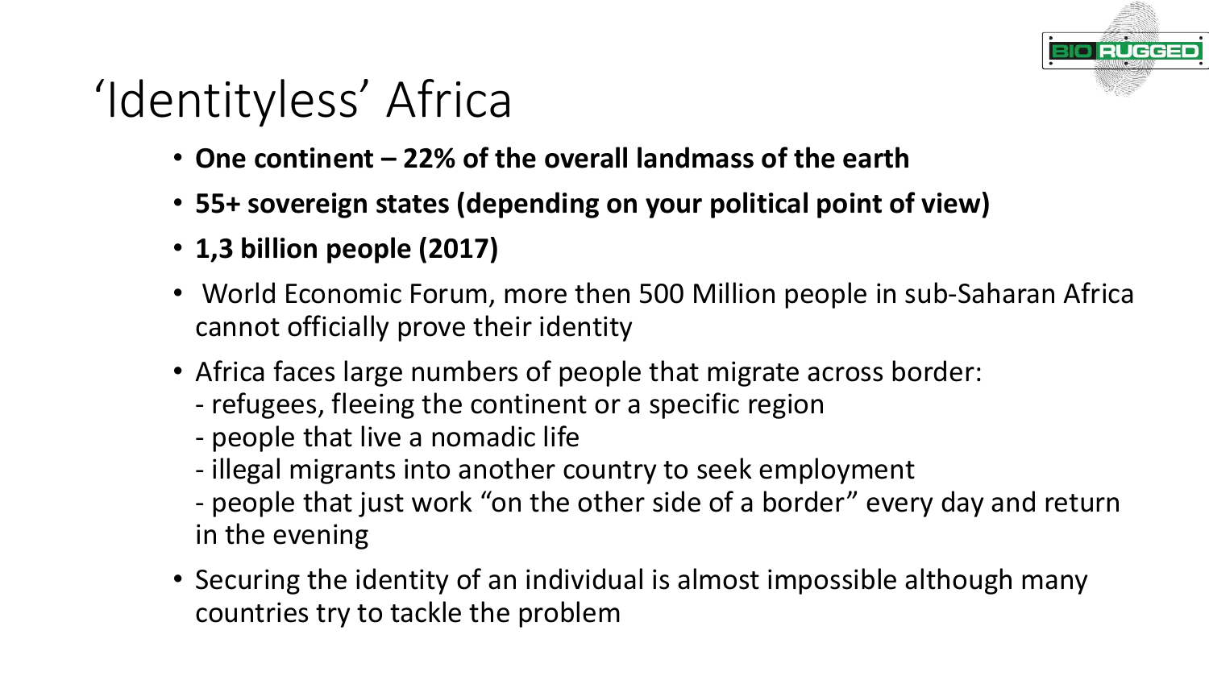# 'Identityless' Africa

- **One continent – 22% of the overall landmass of the earth**
- **55+ sovereign states (depending on your political point of view)**
- **1,3 billion people (2017)**
- World Economic Forum, more then 500 Million people in sub-Saharan Africa cannot officially prove their identity
- Africa faces large numbers of people that migrate across border:
  - refugees, fleeing the continent or a specific region
  - people that live a nomadic life
  - illegal migrants into another country to seek employment
  - people that just work "on the other side of a border" every day and return in the evening
- Securing the identity of an individual is almost impossible although many countries try to tackle the problem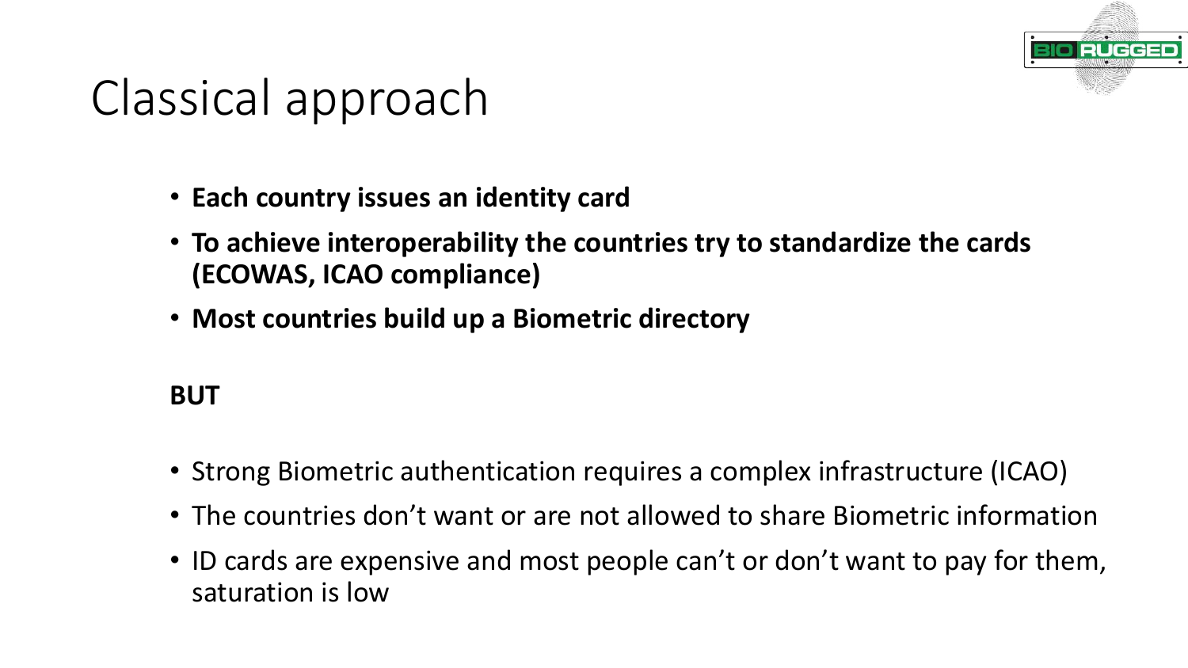# Classical approach

- **Each country issues an identity card**
- **To achieve interoperability the countries try to standardize the cards (ECOWAS, ICAO compliance)**
- **Most countries build up a Biometric directory**

**BUT**

- Strong Biometric authentication requires a complex infrastructure (ICAO)
- The countries don't want or are not allowed to share Biometric information
- ID cards are expensive and most people can't or don't want to pay for them, saturation is low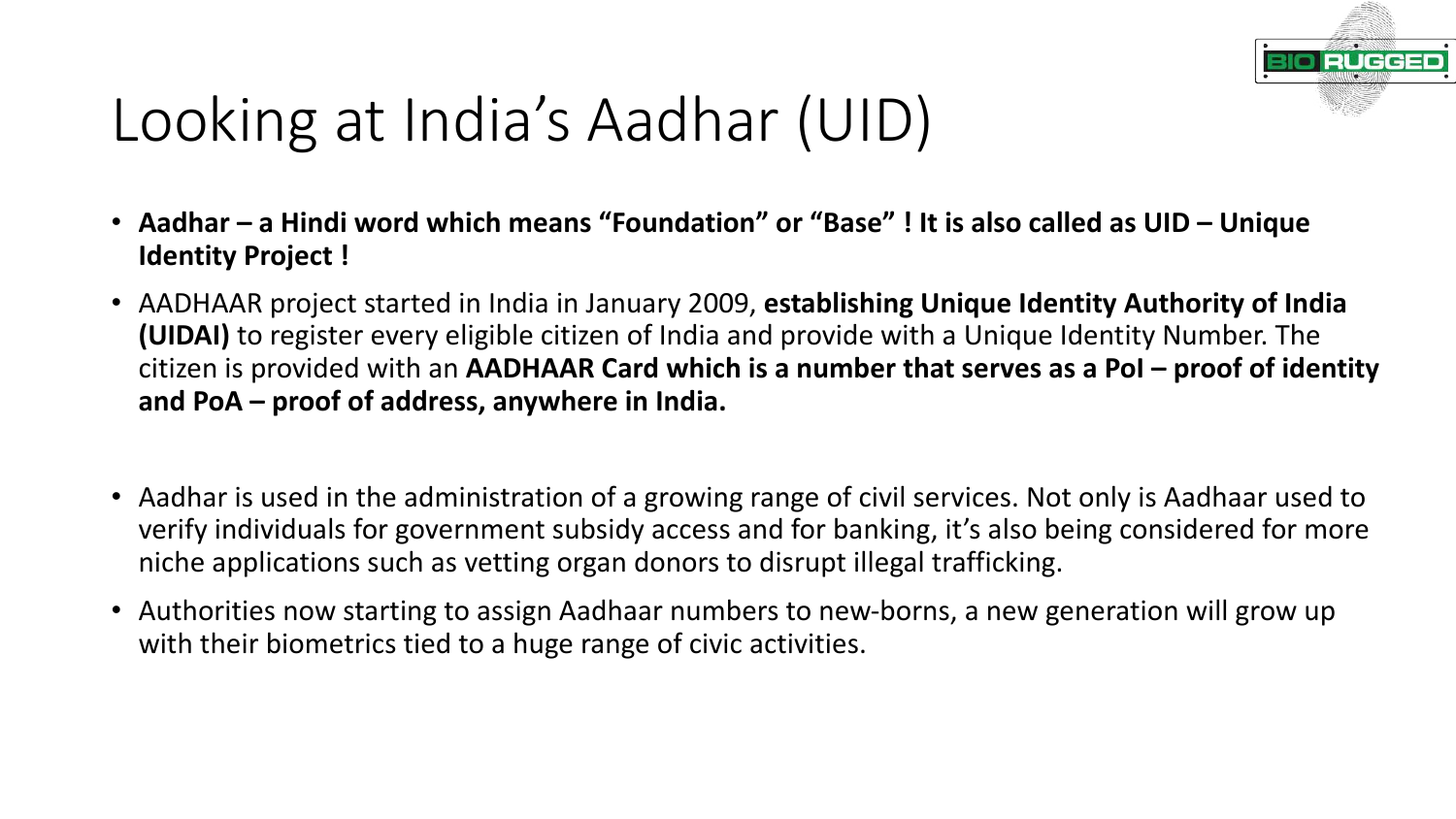# Looking at India's Aadhar (UID)

- **Aadhar – a Hindi word which means "Foundation" or "Base" ! It is also called as UID – Unique Identity Project !**
- AADHAAR project started in India in January 2009, **establishing Unique Identity Authority of India (UIDAI)** to register every eligible citizen of India and provide with a Unique Identity Number. The citizen is provided with an **AADHAAR Card which is a number that serves as a PoI – proof of identity and PoA – proof of address, anywhere in India.**
- Aadhar is used in the administration of a growing range of civil services. Not only is Aadhaar used to verify individuals for government subsidy access and for banking, it's also being considered for more niche applications such as vetting organ donors to disrupt illegal trafficking.
- Authorities now starting to assign Aadhaar numbers to new-borns, a new generation will grow up with their biometrics tied to a huge range of civic activities.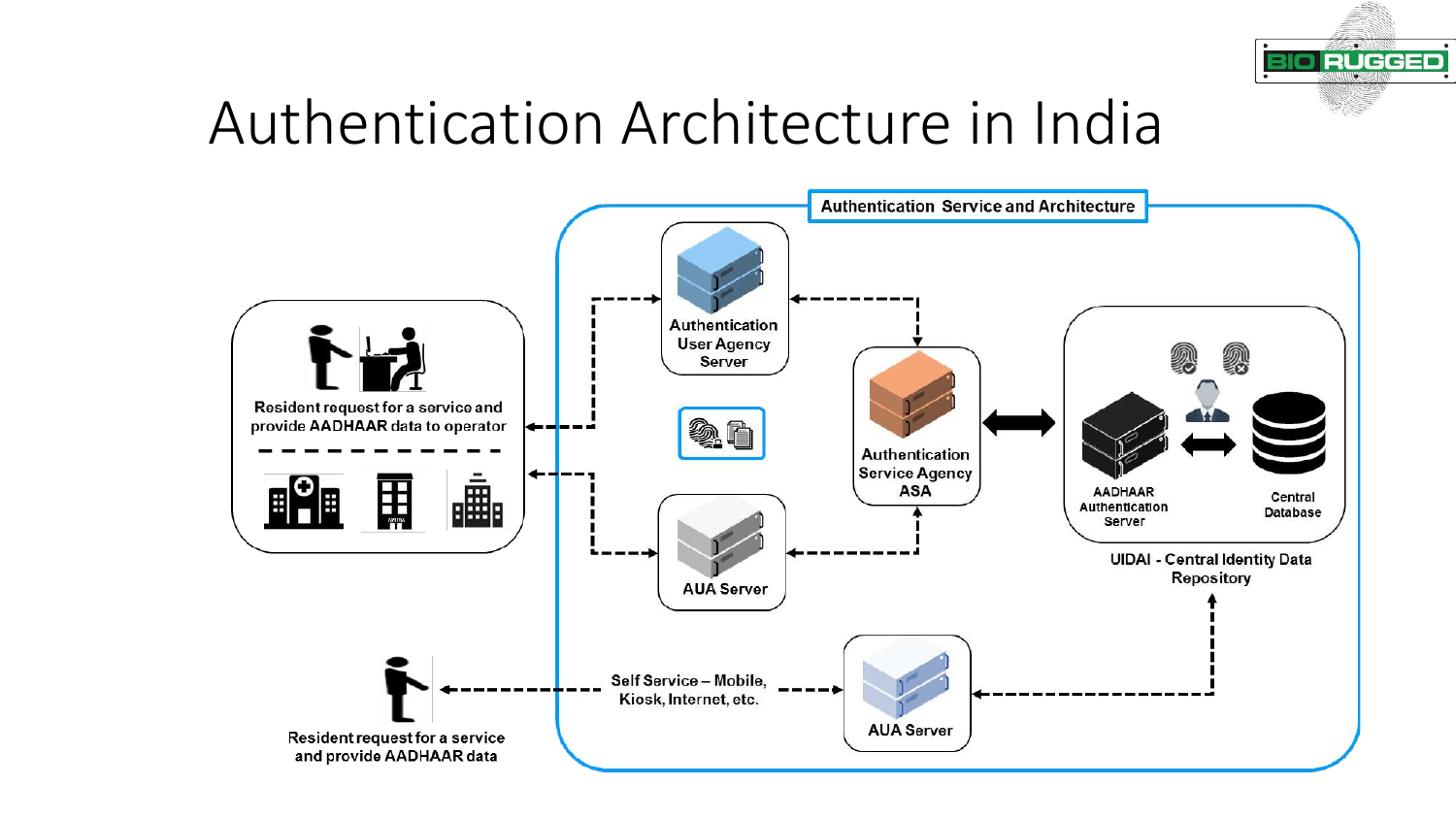# Authentication Architecture in India

**Authentication Service and Architecture**

Resident request for a service and provide AADHAAR data to operator

Authentication User Agency Server

AUA Server

Authentication Service Agency ASA

AADHAAR Authentication Server

Central Database

UIDAI - Central Identity Data Repository

Resident request for a service and provide AADHAAR data

Self Service – Mobile, Kiosk, Internet, etc.

AUA Server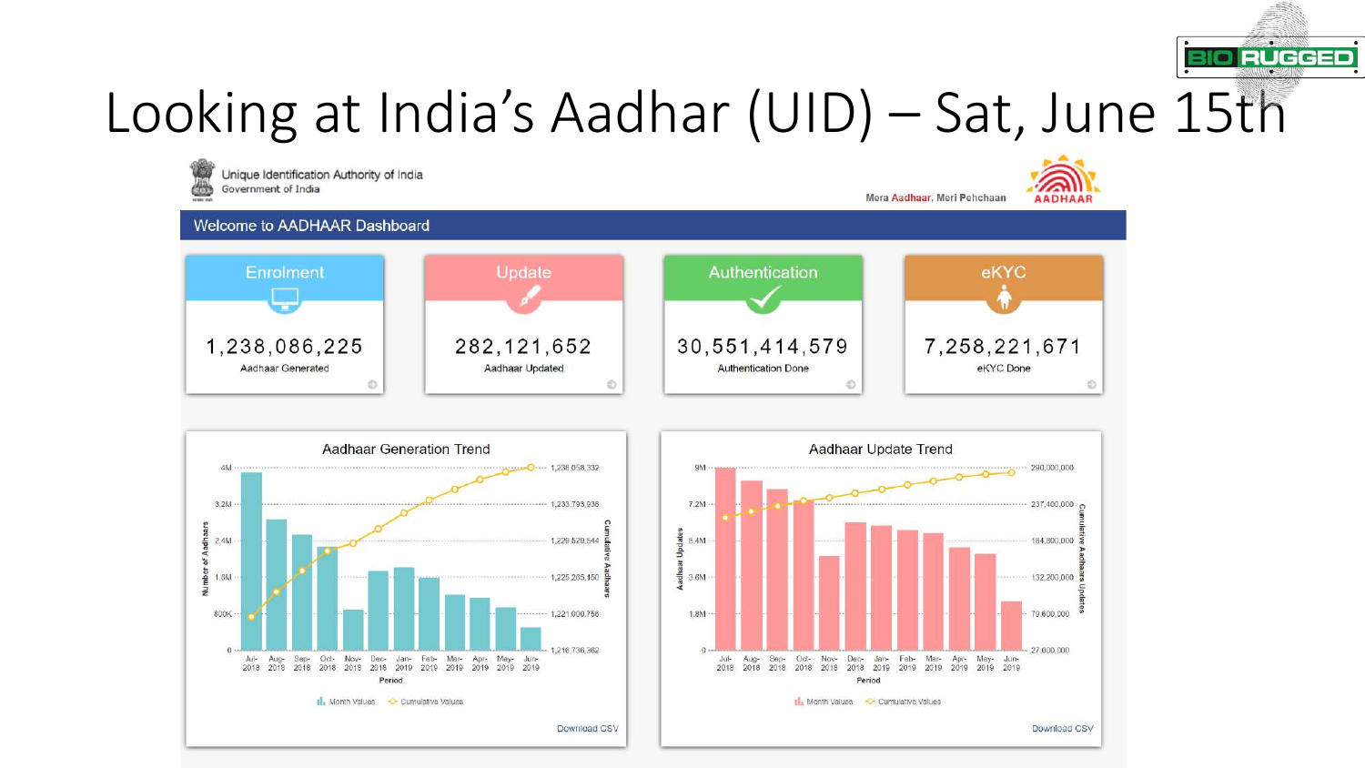# Looking at India's Aadhar (UID) – Sat, June 15th

Unique Identification Authority of India
Government of India

Mera Aadhaar, Meri Pehchaan

AADHAAR

Welcome to AADHAAR Dashboard

| Enrolment | Update | Authentication | eKYC |
|---|---|---|---|
| 1,238,086,225 | 282,121,652 | 30,551,414,579 | 7,258,221,671 |
| Aadhaar Generated | Aadhaar Updated | Authentication Done | eKYC Done |

## Aadhaar Generation Trend

Number of Aadhaars: 4M, 3.2M, 2.4M, 1.6M, 800K, 0

Cumulative Aadhaars: 1,238,058,332; 1,233,793,938; 1,229,529,544; 1,225,265,150; 1,221,000,756; 1,216,736,362

Period: Jul-2018, Aug-2018, Sep-2018, Oct-2018, Nov-2018, Dec-2018, Jan-2019, Feb-2019, Mar-2019, Apr-2019, May-2019, Jun-2019

Month Values · Cumulative Values

Download CSV

## Aadhaar Update Trend

Aadhaar Updates: 9M, 7.2M, 5.4M, 3.6M, 1.8M, 0

Cumulative Aadhaars Updates: 290,000,000; 237,400,000; 184,800,000; 132,200,000; 79,600,000; 27,000,000

Period: Jul-2018, Aug-2018, Sep-2018, Oct-2018, Nov-2018, Dec-2018, Jan-2019, Feb-2019, Mar-2019, Apr-2019, May-2019, Jun-2019

Month Values · Cumulative Values

Download CSV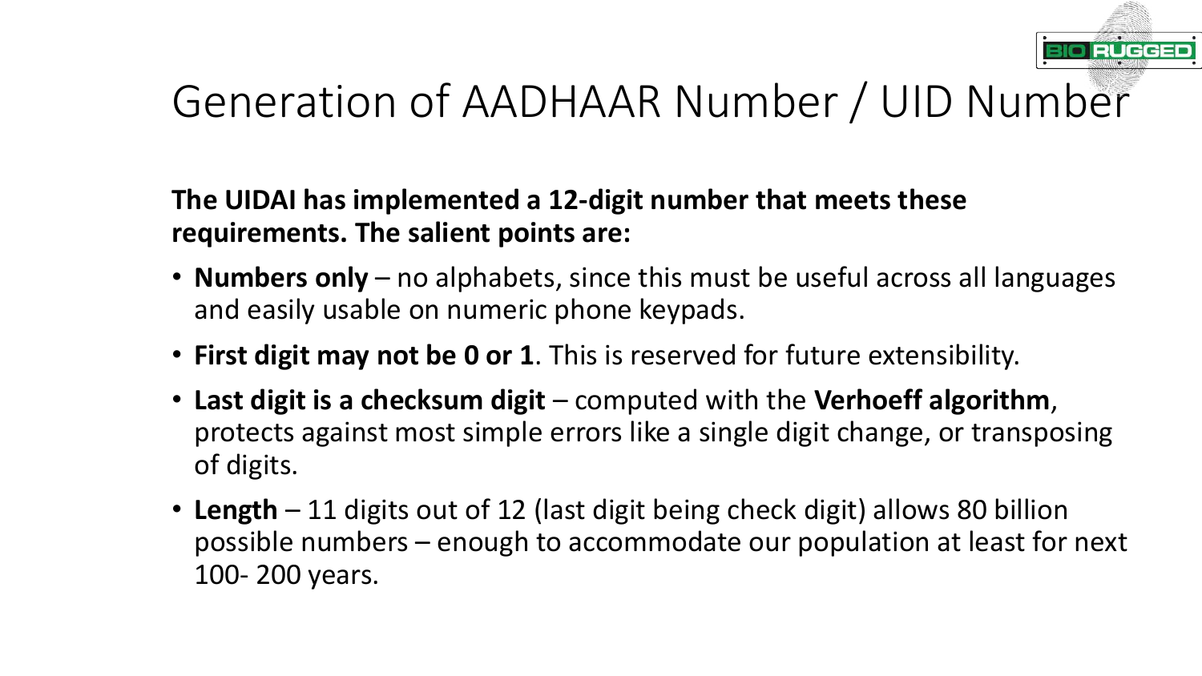# Generation of AADHAAR Number / UID Number

**The UIDAI has implemented a 12-digit number that meets these requirements. The salient points are:**

- **Numbers only** – no alphabets, since this must be useful across all languages and easily usable on numeric phone keypads.
- **First digit may not be 0 or 1**. This is reserved for future extensibility.
- **Last digit is a checksum digit** – computed with the **Verhoeff algorithm**, protects against most simple errors like a single digit change, or transposing of digits.
- **Length** – 11 digits out of 12 (last digit being check digit) allows 80 billion possible numbers – enough to accommodate our population at least for next 100- 200 years.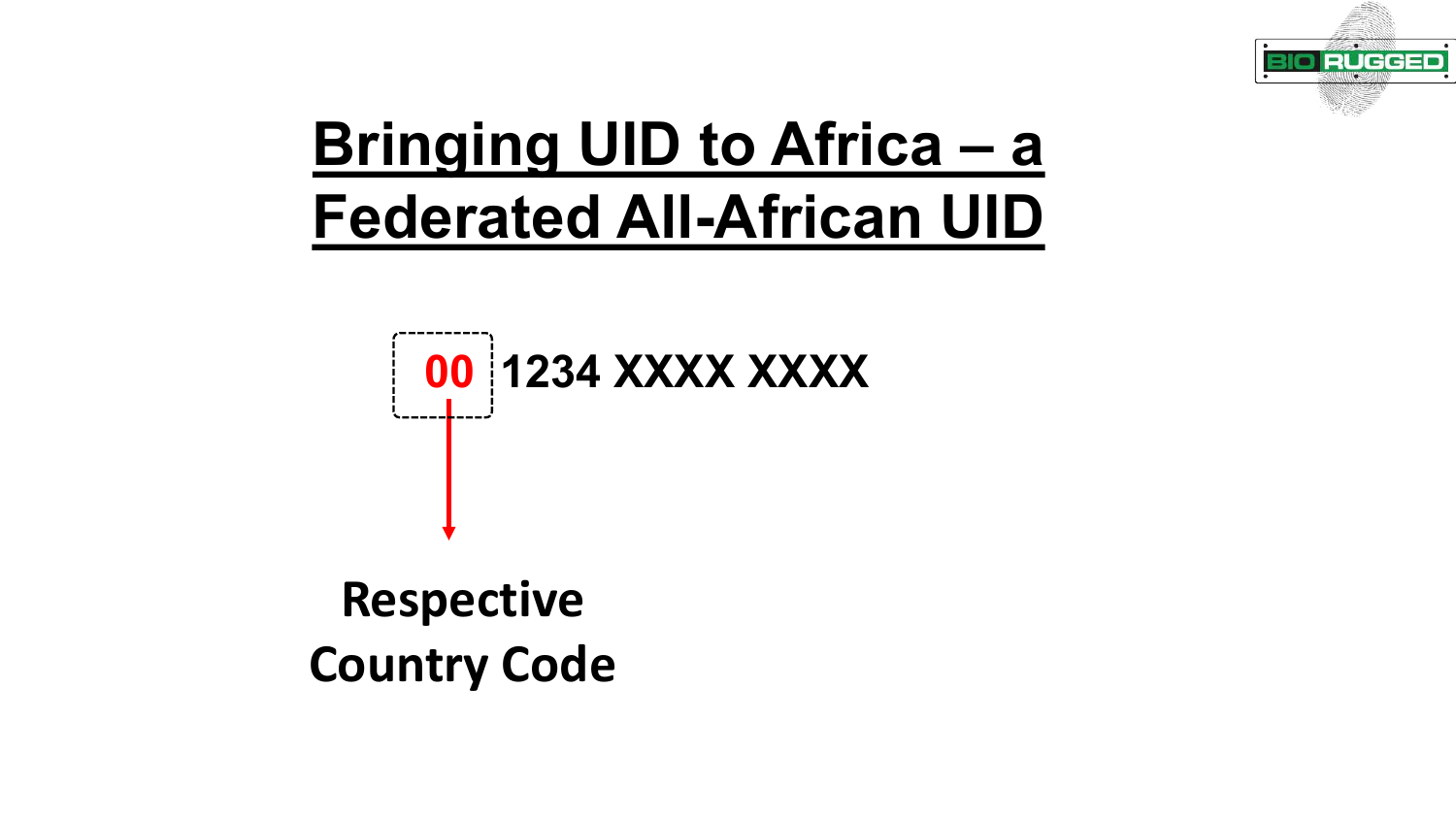# Bringing UID to Africa – a Federated All-African UID

**00 1234 XXXX XXXX**

**Respective Country Code**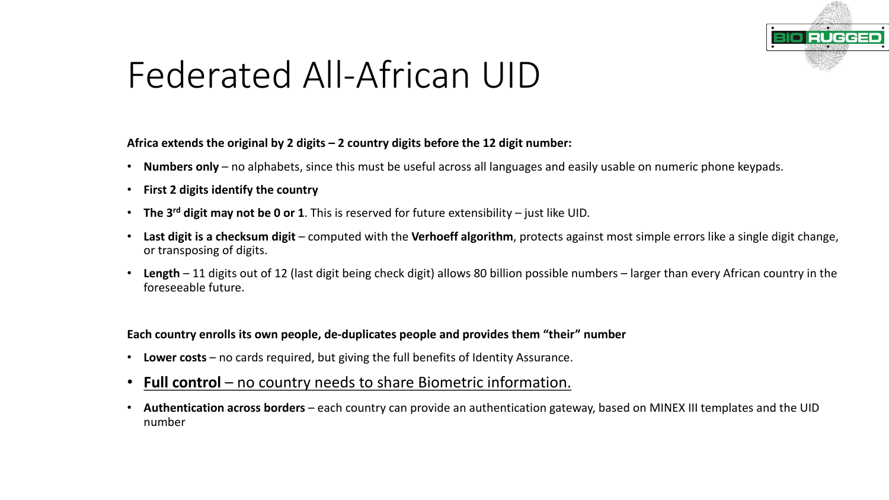# Federated All-African UID

**Africa extends the original by 2 digits – 2 country digits before the 12 digit number:**

- **Numbers only** – no alphabets, since this must be useful across all languages and easily usable on numeric phone keypads.
- **First 2 digits identify the country**
- **The 3rd digit may not be 0 or 1**. This is reserved for future extensibility – just like UID.
- **Last digit is a checksum digit** – computed with the **Verhoeff algorithm**, protects against most simple errors like a single digit change, or transposing of digits.
- **Length** – 11 digits out of 12 (last digit being check digit) allows 80 billion possible numbers – larger than every African country in the foreseeable future.

**Each country enrolls its own people, de-duplicates people and provides them "their" number**

- **Lower costs** – no cards required, but giving the full benefits of Identity Assurance.
- **Full control** – no country needs to share Biometric information.
- **Authentication across borders** – each country can provide an authentication gateway, based on MINEX III templates and the UID number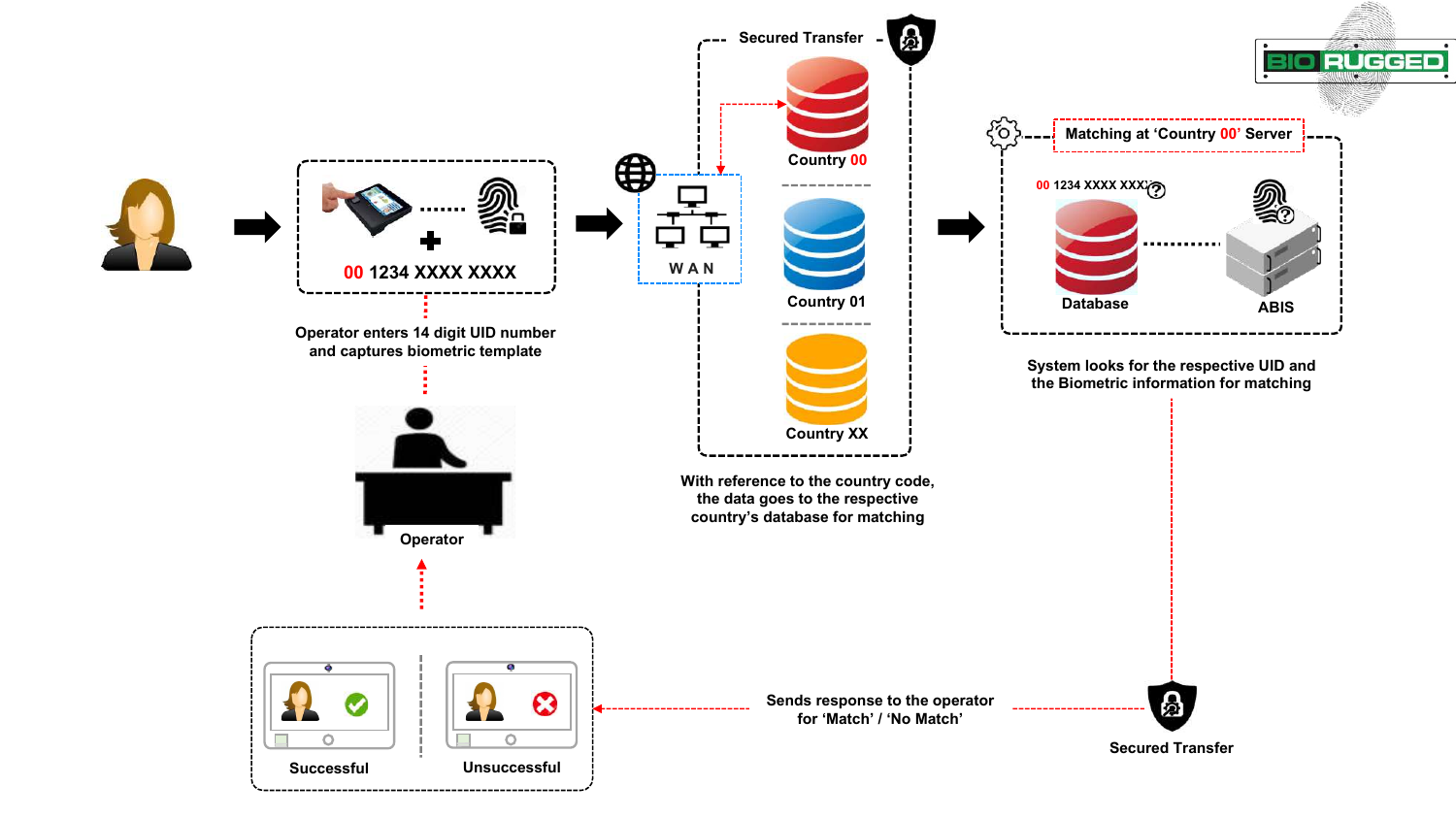BIO RUGGED

00 1234 XXXX XXXX

Operator enters 14 digit UID number and captures biometric template

Operator

Secured Transfer

WAN

Country 00

Country 01

Country XX

With reference to the country code, the data goes to the respective country's database for matching

Matching at 'Country 00' Server

00 1234 XXXX XXXX

Database

ABIS

System looks for the respective UID and the Biometric information for matching

Successful

Unsuccessful

Sends response to the operator for 'Match' / 'No Match'

Secured Transfer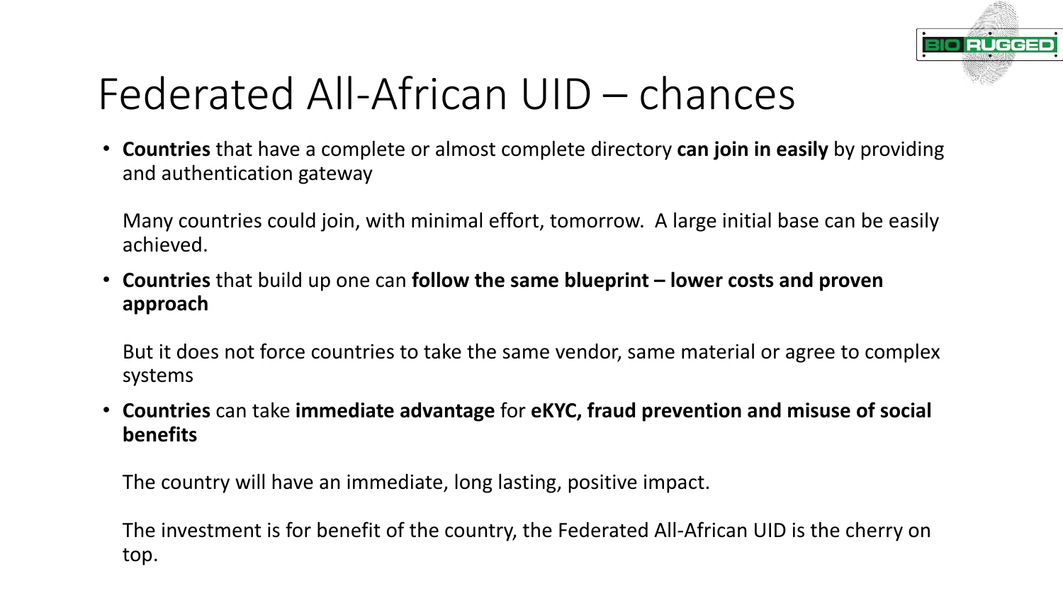# Federated All-African UID – chances

- **Countries** that have a complete or almost complete directory **can join in easily** by providing and authentication gateway

  Many countries could join, with minimal effort, tomorrow. A large initial base can be easily achieved.

- **Countries** that build up one can **follow the same blueprint – lower costs and proven approach**

  But it does not force countries to take the same vendor, same material or agree to complex systems

- **Countries** can take **immediate advantage** for **eKYC, fraud prevention and misuse of social benefits**

  The country will have an immediate, long lasting, positive impact.

  The investment is for benefit of the country, the Federated All-African UID is the cherry on top.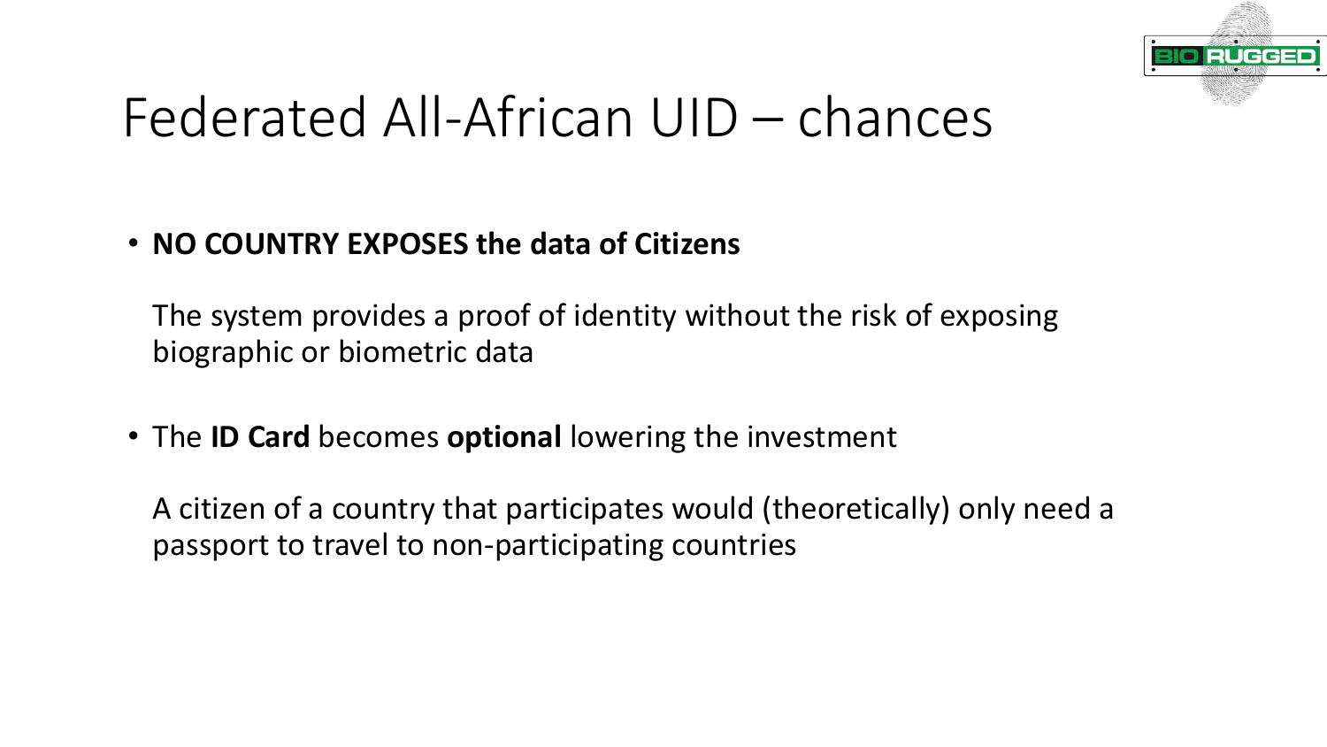# Federated All-African UID – chances

- **NO COUNTRY EXPOSES the data of Citizens**

  The system provides a proof of identity without the risk of exposing biographic or biometric data

- The **ID Card** becomes **optional** lowering the investment

  A citizen of a country that participates would (theoretically) only need a passport to travel to non-participating countries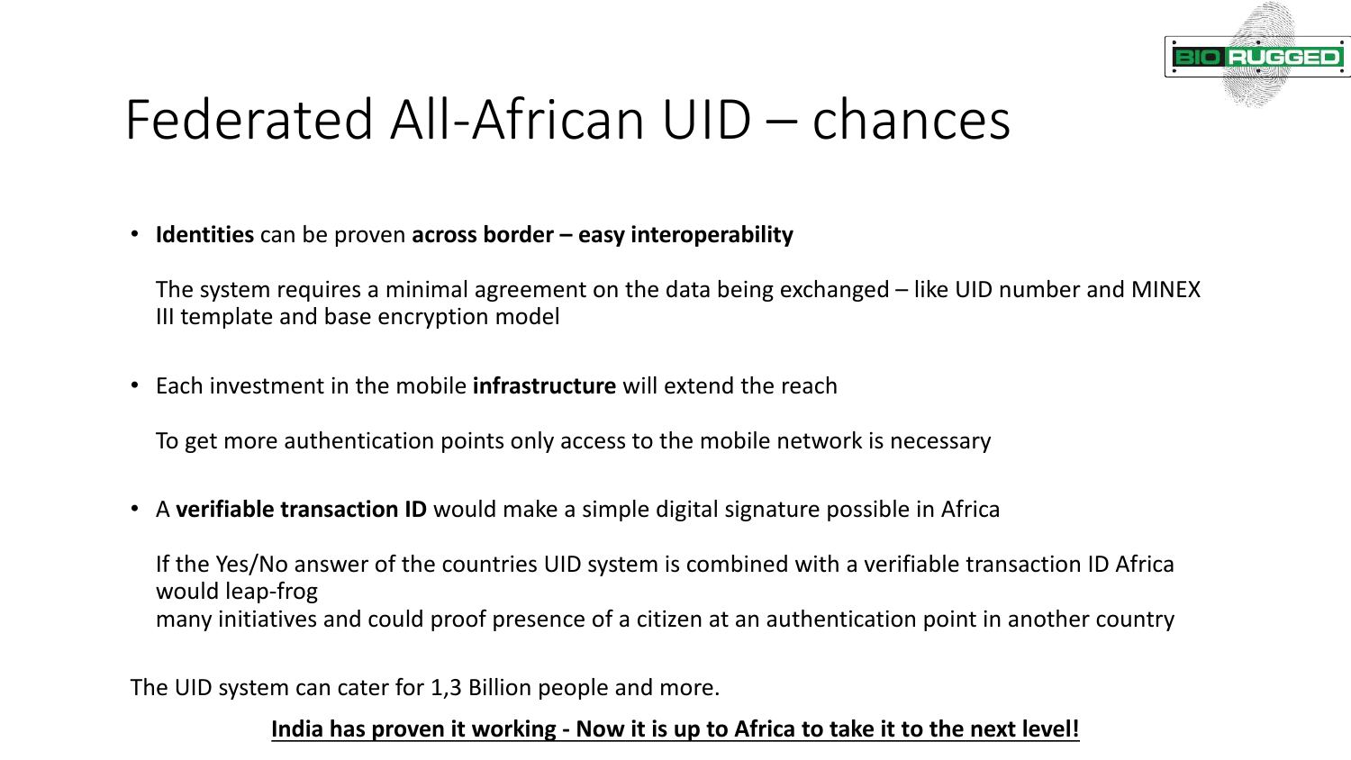# Federated All-African UID – chances

- **Identities** can be proven **across border – easy interoperability**

  The system requires a minimal agreement on the data being exchanged – like UID number and MINEX III template and base encryption model

- Each investment in the mobile **infrastructure** will extend the reach

  To get more authentication points only access to the mobile network is necessary

- A **verifiable transaction ID** would make a simple digital signature possible in Africa

  If the Yes/No answer of the countries UID system is combined with a verifiable transaction ID Africa would leap-frog
  many initiatives and could proof presence of a citizen at an authentication point in another country

The UID system can cater for 1,3 Billion people and more.

**India has proven it working - Now it is up to Africa to take it to the next level!**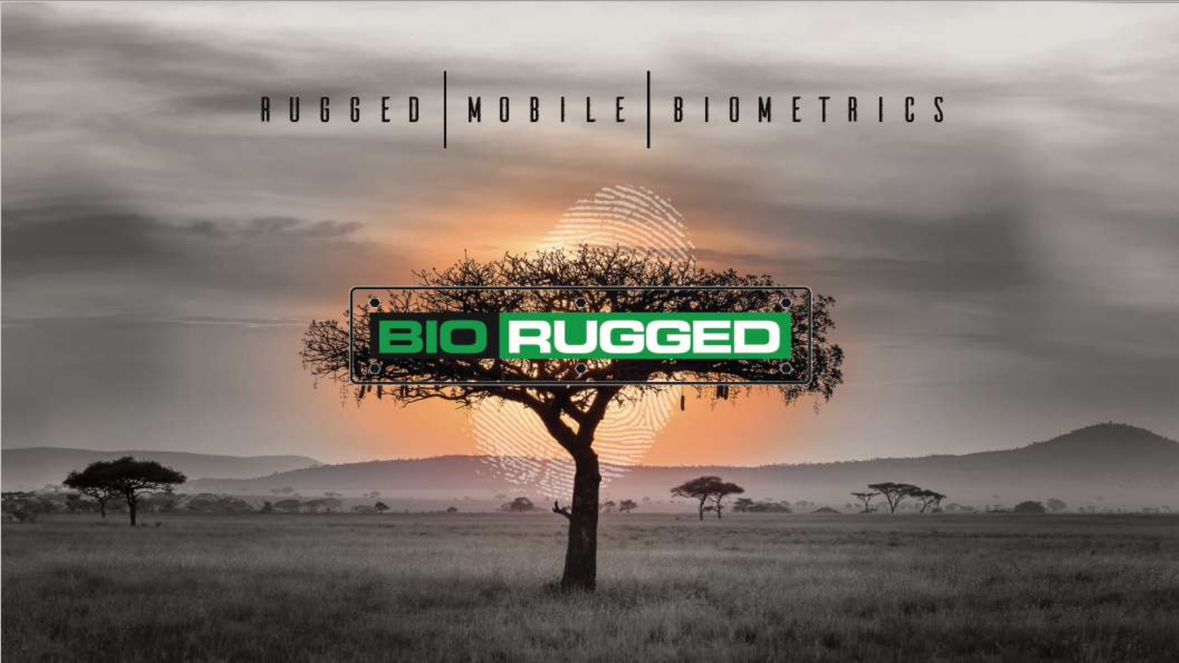RUGGED | MOBILE | BIOMETRICS

BIO RUGGED